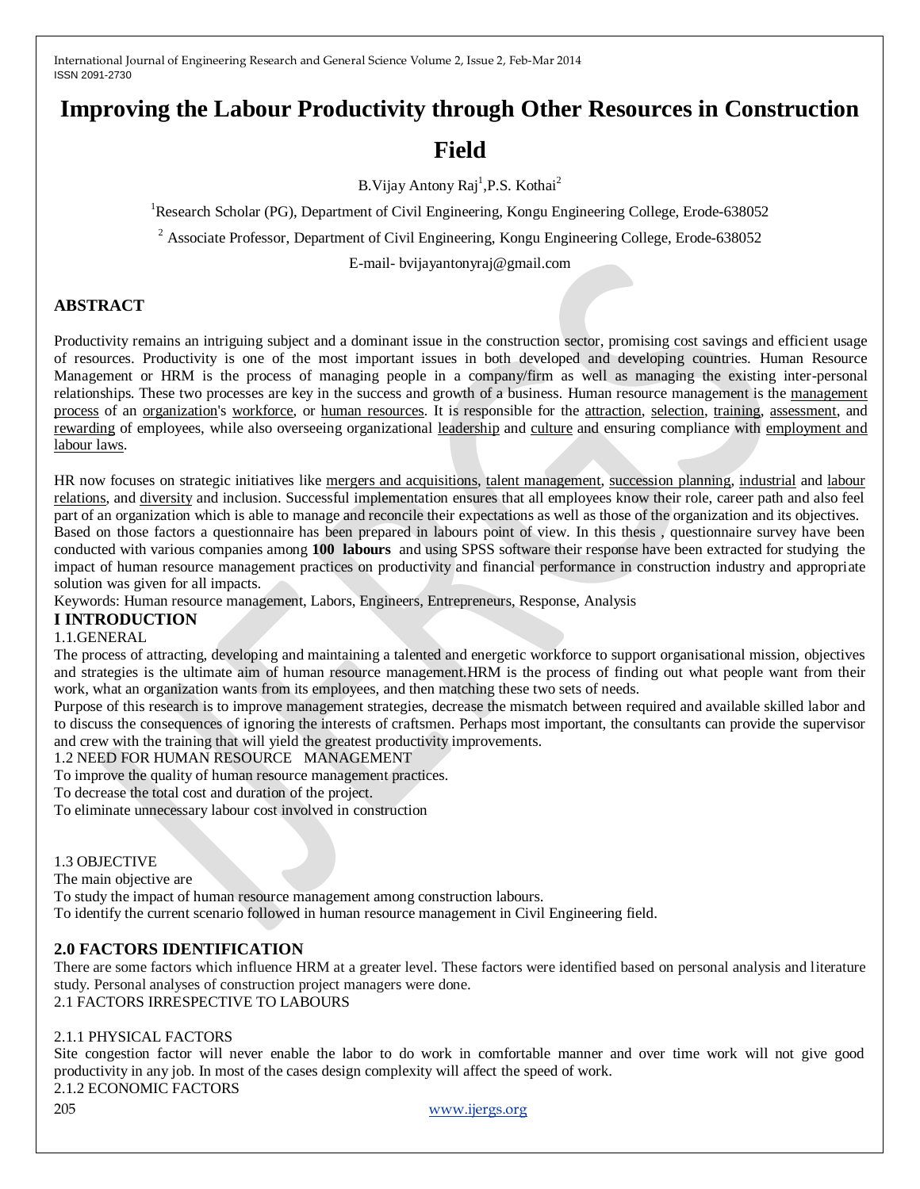# Improving the Labour Productivity through Other Resources in Construction Field

B.Vijay Antony Raj[1],P.S. Kothai[2]

[1]Research Scholar (PG), Department of Civil Engineering, Kongu Engineering College, Erode-638052

[2] Associate Professor, Department of Civil Engineering, Kongu Engineering College, Erode-638052

E-mail- bvijayantonyraj@gmail.com

## ABSTRACT

Productivity remains an intriguing subject and a dominant issue in the construction sector, promising cost savings and efficient usage of resources. Productivity is one of the most important issues in both developed and developing countries. Human Resource Management or HRM is the process of managing people in a company/firm as well as managing the existing inter-personal relationships. These two processes are key in the success and growth of a business. Human resource management is the management process of an organization's workforce, or human resources. It is responsible for the attraction, selection, training, assessment, and rewarding of employees, while also overseeing organizational leadership and culture and ensuring compliance with employment and labour laws.

HR now focuses on strategic initiatives like mergers and acquisitions, talent management, succession planning, industrial and labour relations, and diversity and inclusion. Successful implementation ensures that all employees know their role, career path and also feel part of an organization which is able to manage and reconcile their expectations as well as those of the organization and its objectives. Based on those factors a questionnaire has been prepared in labours point of view. In this thesis , questionnaire survey have been conducted with various companies among **100 labours** and using SPSS software their response have been extracted for studying the impact of human resource management practices on productivity and financial performance in construction industry and appropriate solution was given for all impacts.

Keywords: Human resource management, Labors, Engineers, Entrepreneurs, Response, Analysis

## I INTRODUCTION

### 1.1.GENERAL

The process of attracting, developing and maintaining a talented and energetic workforce to support organisational mission, objectives and strategies is the ultimate aim of human resource management.HRM is the process of finding out what people want from their work, what an organization wants from its employees, and then matching these two sets of needs.

Purpose of this research is to improve management strategies, decrease the mismatch between required and available skilled labor and to discuss the consequences of ignoring the interests of craftsmen. Perhaps most important, the consultants can provide the supervisor and crew with the training that will yield the greatest productivity improvements.

### 1.2 NEED FOR HUMAN RESOURCE MANAGEMENT

To improve the quality of human resource management practices.

To decrease the total cost and duration of the project.

To eliminate unnecessary labour cost involved in construction

### 1.3 OBJECTIVE

The main objective are

To study the impact of human resource management among construction labours.

To identify the current scenario followed in human resource management in Civil Engineering field.

## 2.0 FACTORS IDENTIFICATION

There are some factors which influence HRM at a greater level. These factors were identified based on personal analysis and literature study. Personal analyses of construction project managers were done.

### 2.1 FACTORS IRRESPECTIVE TO LABOURS

#### 2.1.1 PHYSICAL FACTORS

Site congestion factor will never enable the labor to do work in comfortable manner and over time work will not give good productivity in any job. In most of the cases design complexity will affect the speed of work.

#### 2.1.2 ECONOMIC FACTORS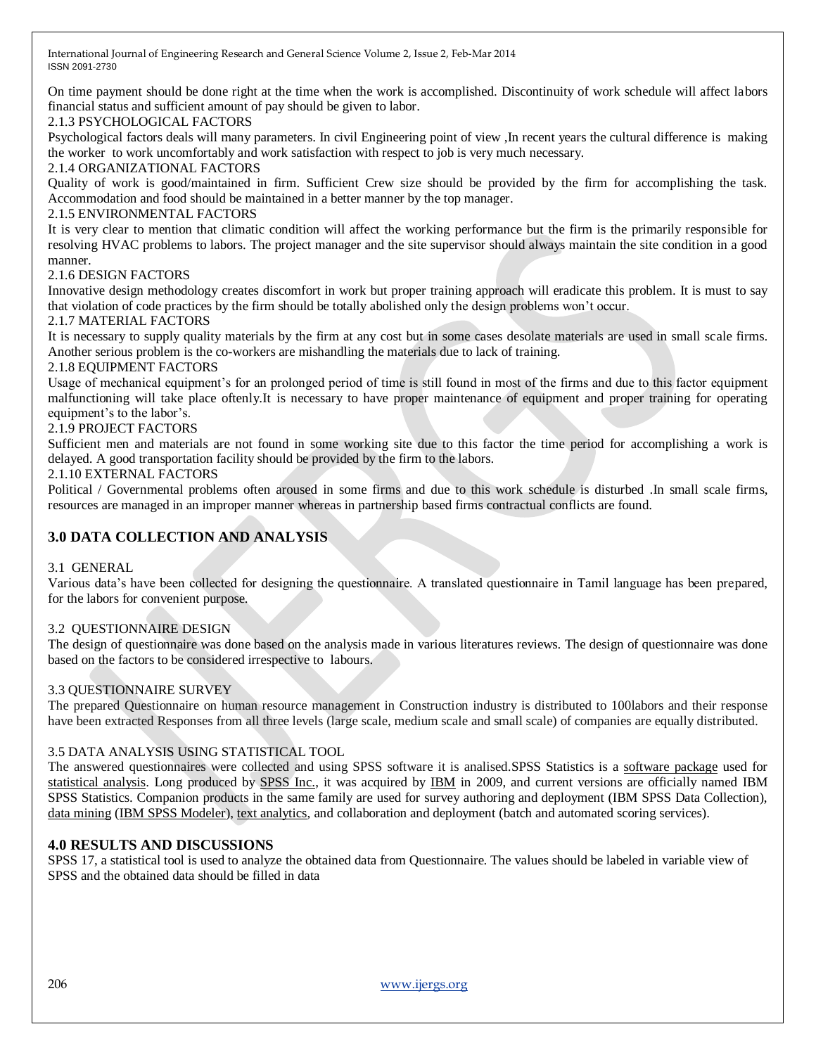On time payment should be done right at the time when the work is accomplished. Discontinuity of work schedule will affect labors financial status and sufficient amount of pay should be given to labor.

2.1.3 PSYCHOLOGICAL FACTORS

Psychological factors deals will many parameters. In civil Engineering point of view ,In recent years the cultural difference is making the worker to work uncomfortably and work satisfaction with respect to job is very much necessary.

2.1.4 ORGANIZATIONAL FACTORS

Quality of work is good/maintained in firm. Sufficient Crew size should be provided by the firm for accomplishing the task. Accommodation and food should be maintained in a better manner by the top manager.

2.1.5 ENVIRONMENTAL FACTORS

It is very clear to mention that climatic condition will affect the working performance but the firm is the primarily responsible for resolving HVAC problems to labors. The project manager and the site supervisor should always maintain the site condition in a good manner.

2.1.6 DESIGN FACTORS

Innovative design methodology creates discomfort in work but proper training approach will eradicate this problem. It is must to say that violation of code practices by the firm should be totally abolished only the design problems won't occur.

2.1.7 MATERIAL FACTORS

It is necessary to supply quality materials by the firm at any cost but in some cases desolate materials are used in small scale firms. Another serious problem is the co-workers are mishandling the materials due to lack of training.

2.1.8 EQUIPMENT FACTORS

Usage of mechanical equipment's for an prolonged period of time is still found in most of the firms and due to this factor equipment malfunctioning will take place oftenly.It is necessary to have proper maintenance of equipment and proper training for operating equipment's to the labor's.

2.1.9 PROJECT FACTORS

Sufficient men and materials are not found in some working site due to this factor the time period for accomplishing a work is delayed. A good transportation facility should be provided by the firm to the labors.

2.1.10 EXTERNAL FACTORS

Political / Governmental problems often aroused in some firms and due to this work schedule is disturbed .In small scale firms, resources are managed in an improper manner whereas in partnership based firms contractual conflicts are found.

## 3.0 DATA COLLECTION AND ANALYSIS

3.1 GENERAL

Various data's have been collected for designing the questionnaire. A translated questionnaire in Tamil language has been prepared, for the labors for convenient purpose.

3.2 QUESTIONNAIRE DESIGN

The design of questionnaire was done based on the analysis made in various literatures reviews. The design of questionnaire was done based on the factors to be considered irrespective to labours.

3.3 QUESTIONNAIRE SURVEY

The prepared Questionnaire on human resource management in Construction industry is distributed to 100labors and their response have been extracted Responses from all three levels (large scale, medium scale and small scale) of companies are equally distributed.

3.5 DATA ANALYSIS USING STATISTICAL TOOL

The answered questionnaires were collected and using SPSS software it is analised.SPSS Statistics is a software package used for statistical analysis. Long produced by SPSS Inc., it was acquired by IBM in 2009, and current versions are officially named IBM SPSS Statistics. Companion products in the same family are used for survey authoring and deployment (IBM SPSS Data Collection), data mining (IBM SPSS Modeler), text analytics, and collaboration and deployment (batch and automated scoring services).

## 4.0 RESULTS AND DISCUSSIONS

SPSS 17, a statistical tool is used to analyze the obtained data from Questionnaire. The values should be labeled in variable view of SPSS and the obtained data should be filled in data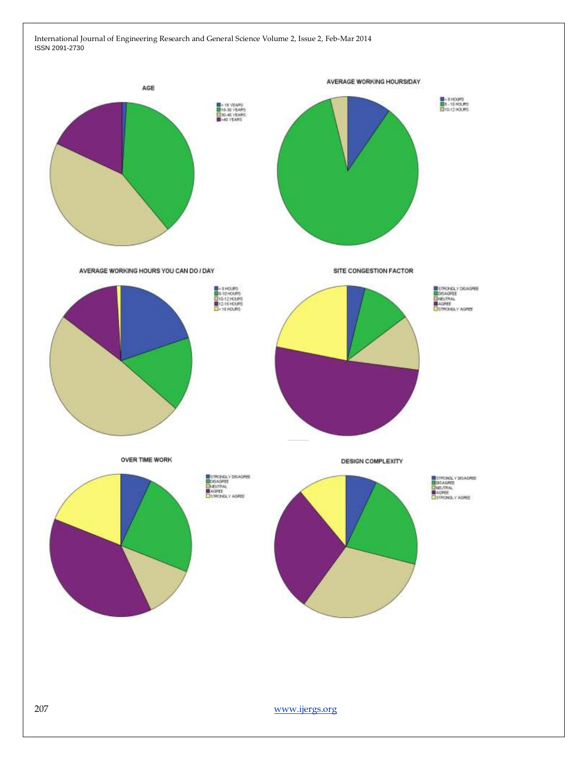**AGE**

- < 18 YEARS
- 18-30 YEARS
- 30-40 YEARS
- >40 YEARS

**AVERAGE WORKING HOURS/DAY**

- < 8 HOURS
- 8 - 10 HOURS
- 10-12 HOURS

**AVERAGE WORKING HOURS YOU CAN DO / DAY**

- < 8 HOURS
- 8-10 HOURS
- 10-12 HOURS
- 12-16 HOURS
- > 16 HOURS

**SITE CONGESTION FACTOR**

- STRONGLY DISAGREE
- DISAGREE
- NEUTRAL
- AGREE
- STRONGLY AGREE

**OVER TIME WORK**

- STRONGLY DISAGREE
- DISAGREE
- NEUTRAL
- AGREE
- STRONGLY AGREE

**DESIGN COMPLEXITY**

- STRONGLY DISAGREE
- DISAGREE
- NEUTRAL
- AGREE
- STRONGLY AGREE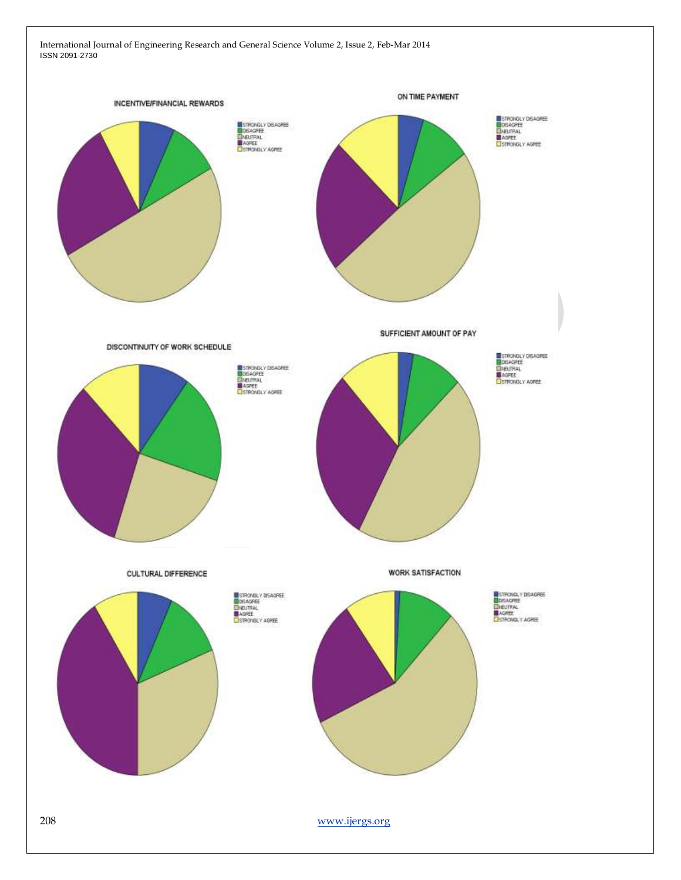INCENTIVE/FINANCIAL REWARDS

- STRONGLY DISAGREE
- DISAGREE
- NEUTRAL
- AGREE
- STRONGLY AGREE

ON TIME PAYMENT

- STRONGLY DISAGREE
- DISAGREE
- NEUTRAL
- AGREE
- STRONGLY AGREE

DISCONTINUITY OF WORK SCHEDULE

- STRONGLY DISAGREE
- DISAGREE
- NEUTRAL
- AGREE
- STRONGLY AGREE

SUFFICIENT AMOUNT OF PAY

- STRONGLY DISAGREE
- DISAGREE
- NEUTRAL
- AGREE
- STRONGLY AGREE

CULTURAL DIFFERENCE

- STRONGLY DISAGREE
- DISAGREE
- NEUTRAL
- AGREE
- STRONGLY AGREE

WORK SATISFACTION

- STRONGLY DISAGREE
- DISAGREE
- NEUTRAL
- AGREE
- STRONGLY AGREE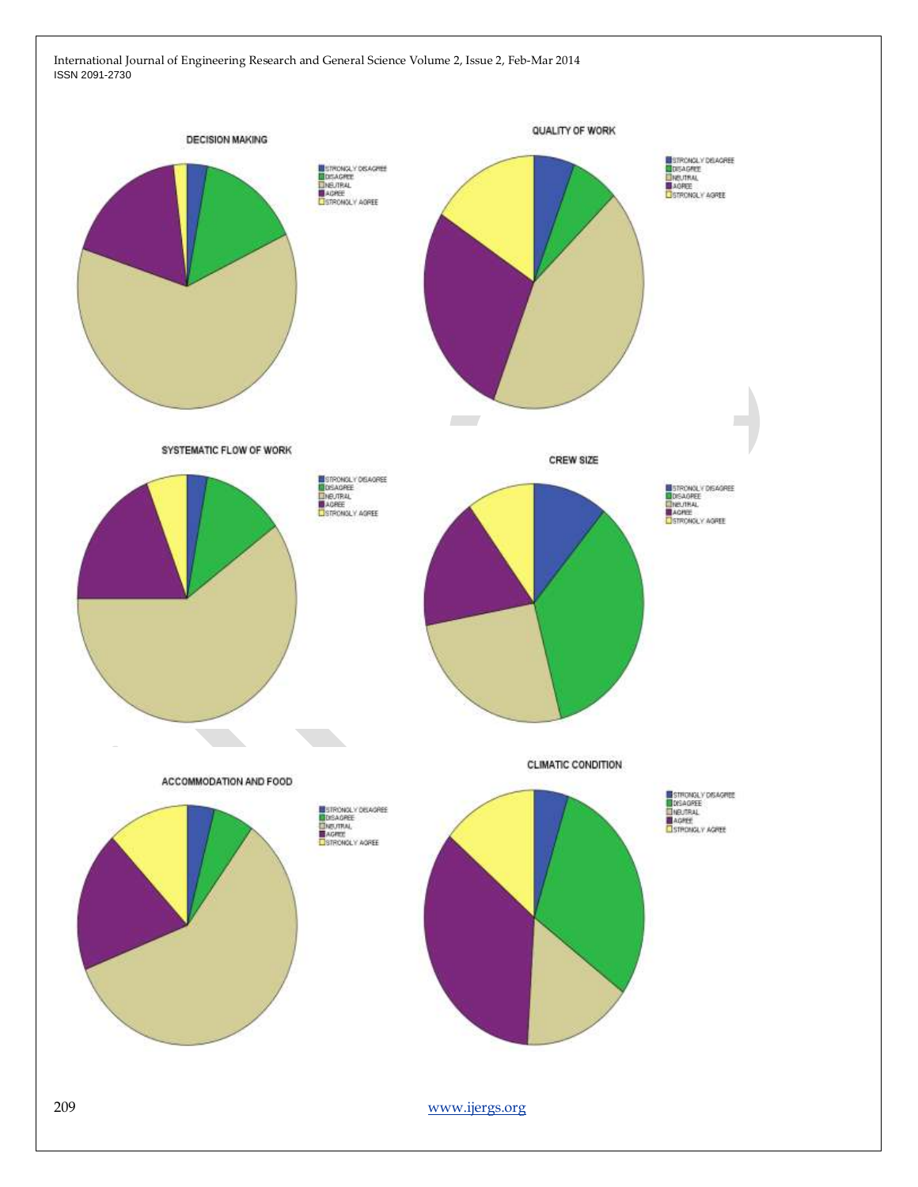DECISION MAKING

STRONGLY DISAGREE
DISAGREE
NEUTRAL
AGREE
STRONGLY AGREE

QUALITY OF WORK

STRONGLY DISAGREE
DISAGREE
NEUTRAL
AGREE
STRONGLY AGREE

SYSTEMATIC FLOW OF WORK

STRONGLY DISAGREE
DISAGREE
NEUTRAL
AGREE
STRONGLY AGREE

CREW SIZE

STRONGLY DISAGREE
DISAGREE
NEUTRAL
AGREE
STRONGLY AGREE

ACCOMMODATION AND FOOD

STRONGLY DISAGREE
DISAGREE
NEUTRAL
AGREE
STRONGLY AGREE

CLIMATIC CONDITION

STRONGLY DISAGREE
DISAGREE
NEUTRAL
AGREE
STRONGLY AGREE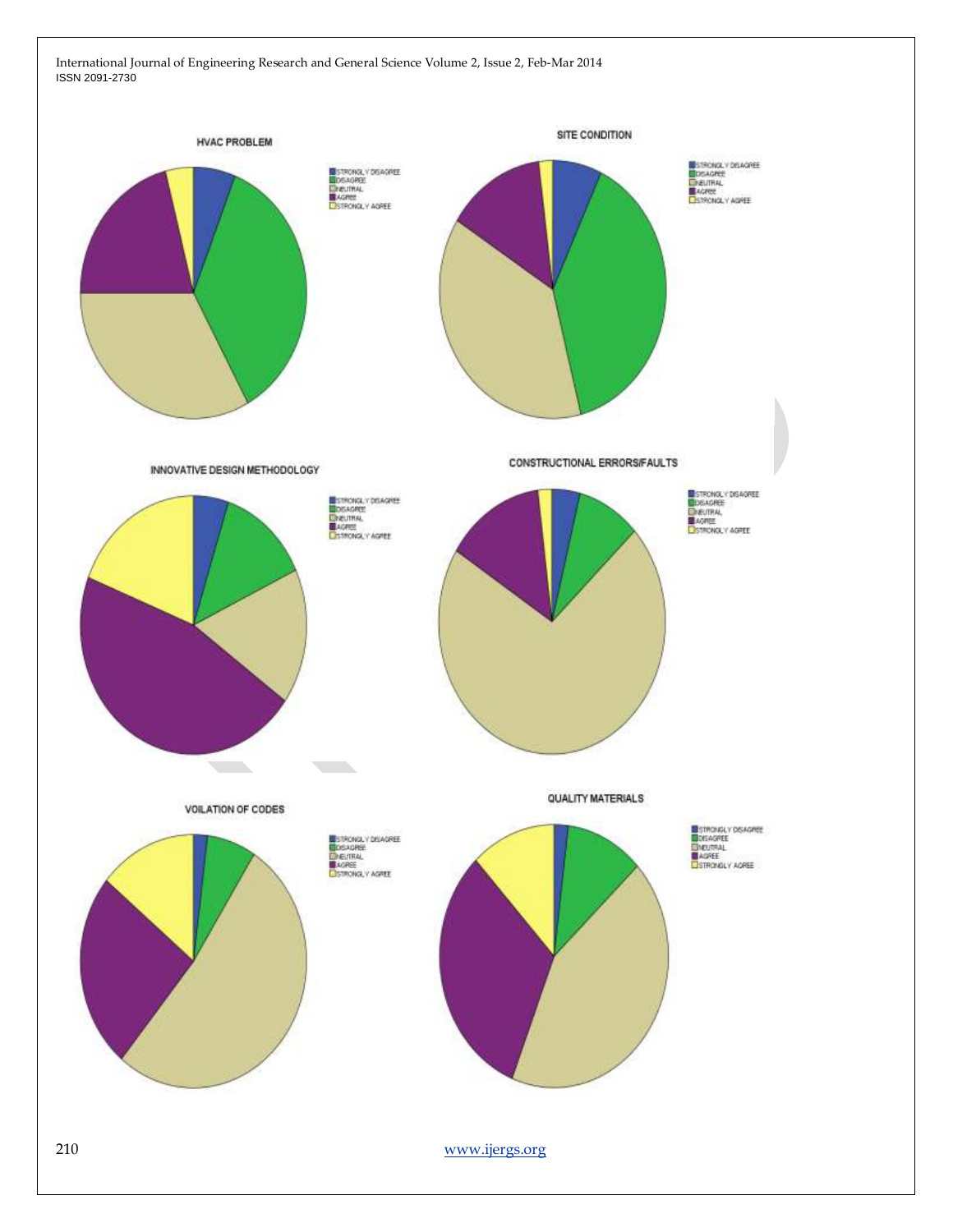HVAC PROBLEM

- STRONGLY DISAGREE
- DISAGREE
- NEUTRAL
- AGREE
- STRONGLY AGREE

SITE CONDITION

- STRONGLY DISAGREE
- DISAGREE
- NEUTRAL
- AGREE
- STRONGLY AGREE

INNOVATIVE DESIGN METHODOLOGY

- STRONGLY DISAGREE
- DISAGREE
- NEUTRAL
- AGREE
- STRONGLY AGREE

CONSTRUCTIONAL ERRORS/FAULTS

- STRONGLY DISAGREE
- DISAGREE
- NEUTRAL
- AGREE
- STRONGLY AGREE

VOILATION OF CODES

- STRONGLY DISAGREE
- DISAGREE
- NEUTRAL
- AGREE
- STRONGLY AGREE

QUALITY MATERIALS

- STRONGLY DISAGREE
- DISAGREE
- NEUTRAL
- AGREE
- STRONGLY AGREE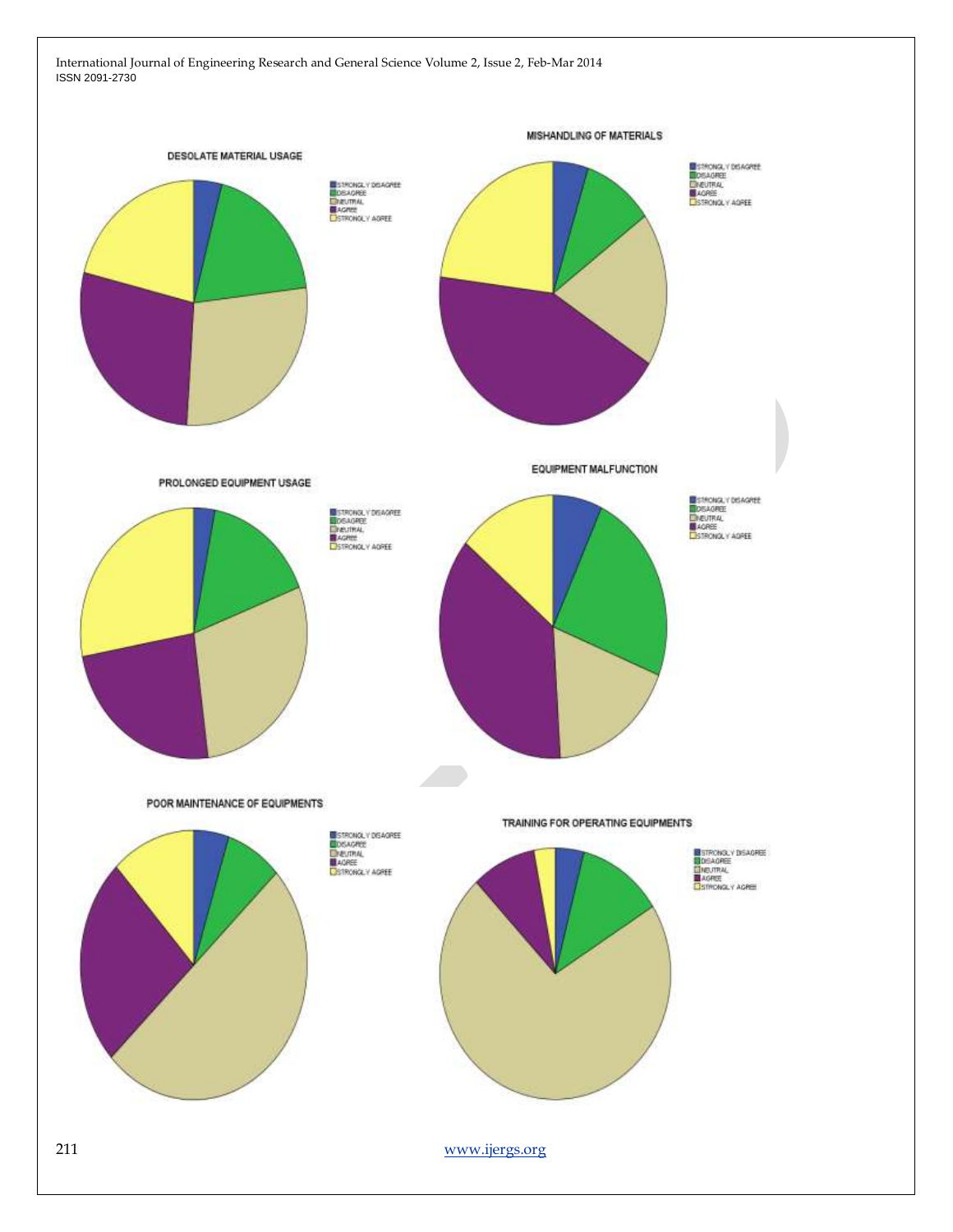DESOLATE MATERIAL USAGE

STRONGLY DISAGREE
DISAGREE
NEUTRAL
AGREE
STRONGLY AGREE

MISHANDLING OF MATERIALS

STRONGLY DISAGREE
DISAGREE
NEUTRAL
AGREE
STRONGLY AGREE

PROLONGED EQUIPMENT USAGE

STRONGLY DISAGREE
DISAGREE
NEUTRAL
AGREE
STRONGLY AGREE

EQUIPMENT MALFUNCTION

STRONGLY DISAGREE
DISAGREE
NEUTRAL
AGREE
STRONGLY AGREE

POOR MAINTENANCE OF EQUIPMENTS

STRONGLY DISAGREE
DISAGREE
NEUTRAL
AGREE
STRONGLY AGREE

TRAINING FOR OPERATING EQUIPMENTS

STRONGLY DISAGREE
DISAGREE
NEUTRAL
AGREE
STRONGLY AGREE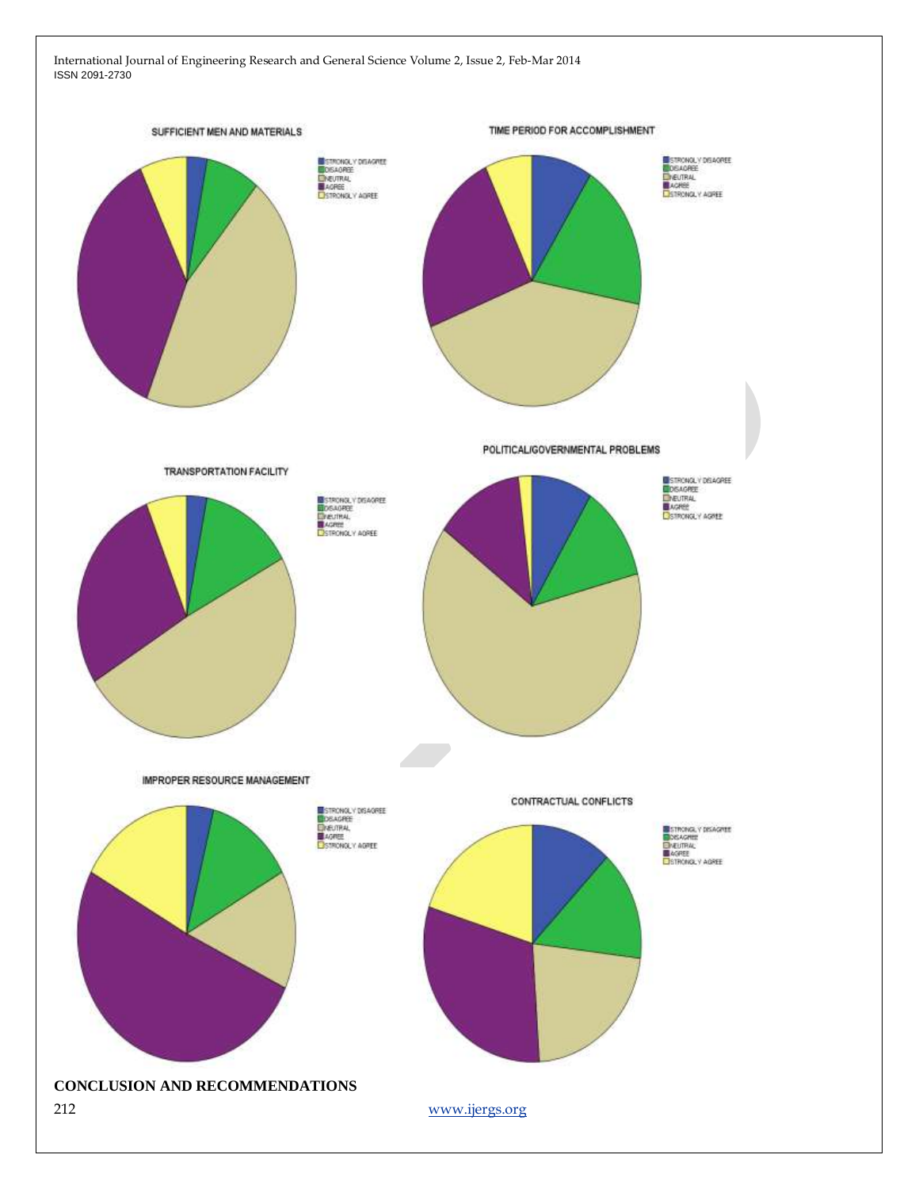SUFFICIENT MEN AND MATERIALS

- STRONGLY DISAGREE
- DISAGREE
- NEUTRAL
- AGREE
- STRONGLY AGREE

TIME PERIOD FOR ACCOMPLISHMENT

- STRONGLY DISAGREE
- DISAGREE
- NEUTRAL
- AGREE
- STRONGLY AGREE

TRANSPORTATION FACILITY

- STRONGLY DISAGREE
- DISAGREE
- NEUTRAL
- AGREE
- STRONGLY AGREE

POLITICAL/GOVERNMENTAL PROBLEMS

- STRONGLY DISAGREE
- DISAGREE
- NEUTRAL
- AGREE
- STRONGLY AGREE

IMPROPER RESOURCE MANAGEMENT

- STRONGLY DISAGREE
- DISAGREE
- NEUTRAL
- AGREE
- STRONGLY AGREE

CONTRACTUAL CONFLICTS

- STRONGLY DISAGREE
- DISAGREE
- NEUTRAL
- AGREE
- STRONGLY AGREE

## CONCLUSION AND RECOMMENDATIONS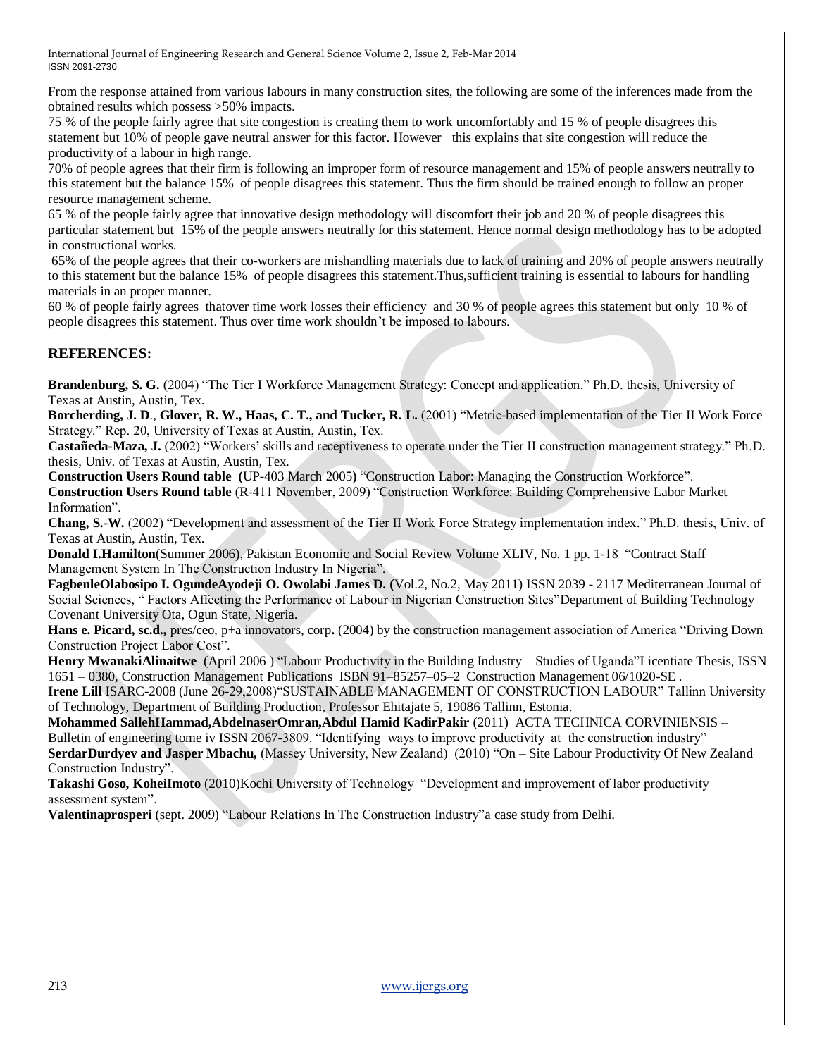From the response attained from various labours in many construction sites, the following are some of the inferences made from the obtained results which possess >50% impacts.

75 % of the people fairly agree that site congestion is creating them to work uncomfortably and 15 % of people disagrees this statement but 10% of people gave neutral answer for this factor. However this explains that site congestion will reduce the productivity of a labour in high range.

70% of people agrees that their firm is following an improper form of resource management and 15% of people answers neutrally to this statement but the balance 15% of people disagrees this statement. Thus the firm should be trained enough to follow an proper resource management scheme.

65 % of the people fairly agree that innovative design methodology will discomfort their job and 20 % of people disagrees this particular statement but 15% of the people answers neutrally for this statement. Hence normal design methodology has to be adopted in constructional works.

65% of the people agrees that their co-workers are mishandling materials due to lack of training and 20% of people answers neutrally to this statement but the balance 15% of people disagrees this statement.Thus,sufficient training is essential to labours for handling materials in an proper manner.

60 % of people fairly agrees thatover time work losses their efficiency and 30 % of people agrees this statement but only 10 % of people disagrees this statement. Thus over time work shouldn't be imposed to labours.

## REFERENCES:

**Brandenburg, S. G.** (2004) "The Tier I Workforce Management Strategy: Concept and application." Ph.D. thesis, University of Texas at Austin, Austin, Tex.

**Borcherding, J. D**., **Glover, R. W., Haas, C. T., and Tucker, R. L.** (2001) "Metric-based implementation of the Tier II Work Force Strategy." Rep. 20, University of Texas at Austin, Austin, Tex.

**Castañeda-Maza, J.** (2002) "Workers' skills and receptiveness to operate under the Tier II construction management strategy." Ph.D. thesis, Univ. of Texas at Austin, Austin, Tex.

**Construction Users Round table (**UP-403 March 2005**)** "Construction Labor: Managing the Construction Workforce".

**Construction Users Round table** (R-411 November, 2009) "Construction Workforce: Building Comprehensive Labor Market Information".

**Chang, S.-W.** (2002) "Development and assessment of the Tier II Work Force Strategy implementation index." Ph.D. thesis, Univ. of Texas at Austin, Austin, Tex.

**Donald I.Hamilton**(Summer 2006), Pakistan Economic and Social Review Volume XLIV, No. 1 pp. 1-18 "Contract Staff Management System In The Construction Industry In Nigeria".

**FagbenleOlabosipo I. OgundeAyodeji O. Owolabi James D. (**Vol.2, No.2, May 2011) ISSN 2039 - 2117 Mediterranean Journal of Social Sciences, " Factors Affecting the Performance of Labour in Nigerian Construction Sites"Department of Building Technology Covenant University Ota, Ogun State, Nigeria.

**Hans e. Picard, sc.d.,** pres/ceo, p+a innovators, corp**.** (2004) by the construction management association of America "Driving Down Construction Project Labor Cost".

**Henry MwanakiAlinaitwe** (April 2006 ) "Labour Productivity in the Building Industry – Studies of Uganda"Licentiate Thesis, ISSN 1651 – 0380, Construction Management Publications ISBN 91–85257–05–2 Construction Management 06/1020-SE .

**Irene Lill** ISARC-2008 (June 26-29,2008)"SUSTAINABLE MANAGEMENT OF CONSTRUCTION LABOUR" Tallinn University of Technology, Department of Building Production, Professor Ehitajate 5, 19086 Tallinn, Estonia.

**Mohammed SallehHammad,AbdelnaserOmran,Abdul Hamid KadirPakir** (2011) ACTA TECHNICA CORVINIENSIS – Bulletin of engineering tome iv ISSN 2067-3809. "Identifying ways to improve productivity at the construction industry"

**SerdarDurdyev and Jasper Mbachu,** (Massey University, New Zealand) (2010) "On – Site Labour Productivity Of New Zealand Construction Industry".

**Takashi Goso, KoheiImoto** (2010)Kochi University of Technology "Development and improvement of labor productivity assessment system".

**Valentinaprosperi** (sept. 2009) "Labour Relations In The Construction Industry"a case study from Delhi.